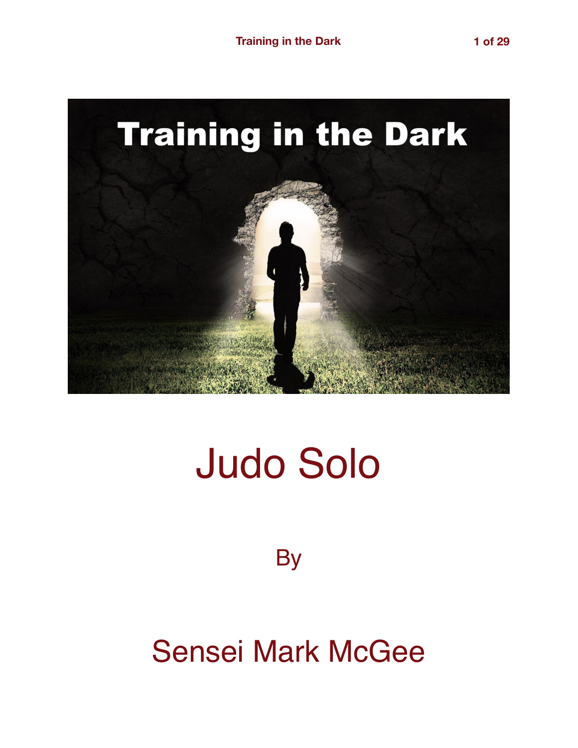# Training in the Dark

# Judo Solo

By

## Sensei Mark McGee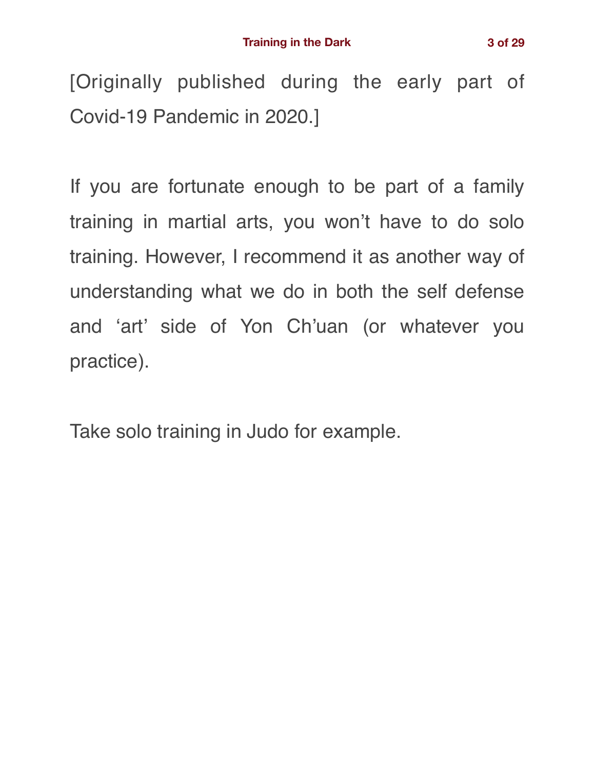[Originally published during the early part of Covid-19 Pandemic in 2020.]

If you are fortunate enough to be part of a family training in martial arts, you won't have to do solo training. However, I recommend it as another way of understanding what we do in both the self defense and 'art' side of Yon Ch'uan (or whatever you practice).

Take solo training in Judo for example.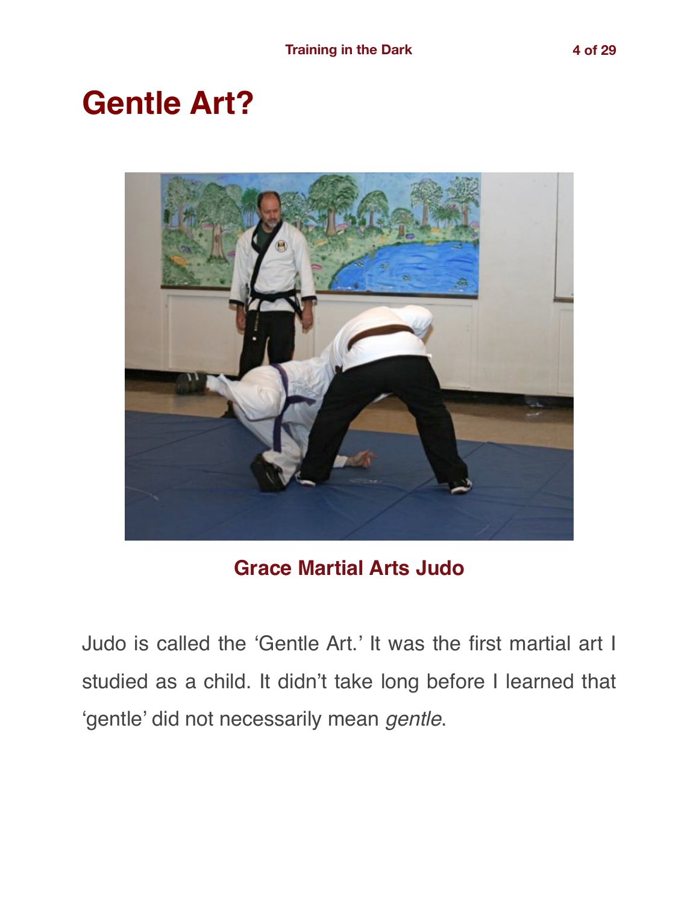# Gentle Art?

Grace Martial Arts Judo

Judo is called the 'Gentle Art.' It was the first martial art I studied as a child. It didn't take long before I learned that 'gentle' did not necessarily mean *gentle*.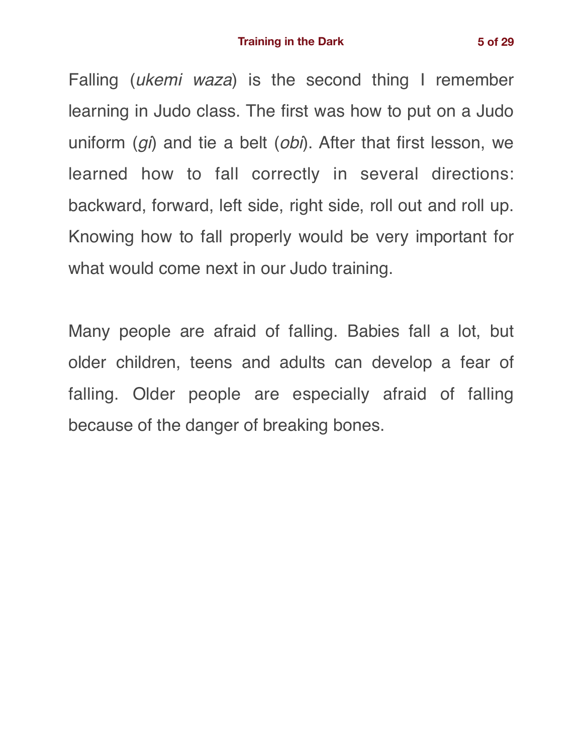Falling (*ukemi waza*) is the second thing I remember learning in Judo class. The first was how to put on a Judo uniform (*gi*) and tie a belt (*obi*). After that first lesson, we learned how to fall correctly in several directions: backward, forward, left side, right side, roll out and roll up. Knowing how to fall properly would be very important for what would come next in our Judo training.

Many people are afraid of falling. Babies fall a lot, but older children, teens and adults can develop a fear of falling. Older people are especially afraid of falling because of the danger of breaking bones.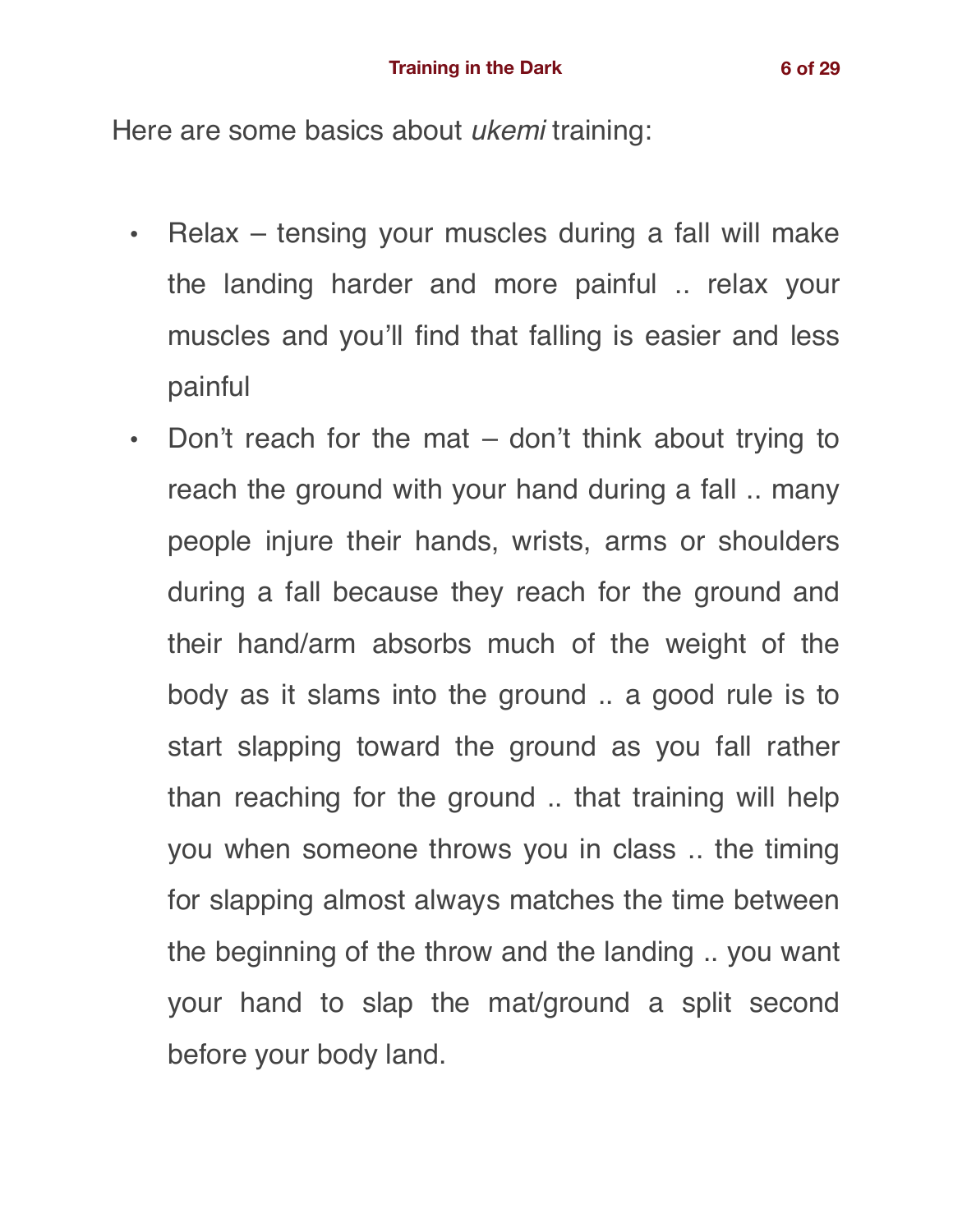Here are some basics about *ukemi* training:

- Relax – tensing your muscles during a fall will make the landing harder and more painful .. relax your muscles and you'll find that falling is easier and less painful
- Don't reach for the mat – don't think about trying to reach the ground with your hand during a fall .. many people injure their hands, wrists, arms or shoulders during a fall because they reach for the ground and their hand/arm absorbs much of the weight of the body as it slams into the ground .. a good rule is to start slapping toward the ground as you fall rather than reaching for the ground .. that training will help you when someone throws you in class .. the timing for slapping almost always matches the time between the beginning of the throw and the landing .. you want your hand to slap the mat/ground a split second before your body land.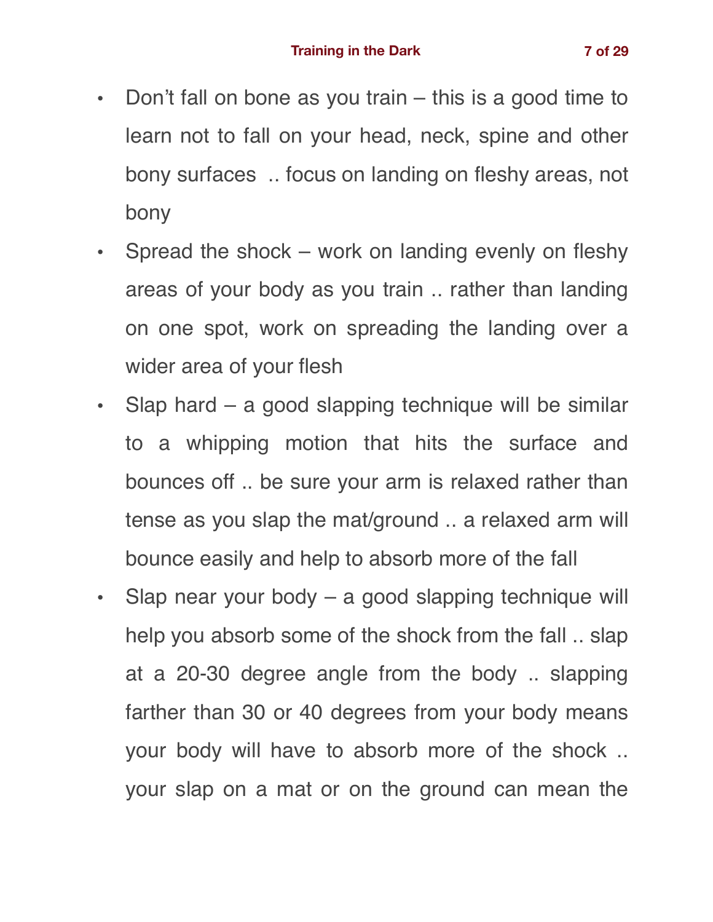- Don't fall on bone as you train – this is a good time to learn not to fall on your head, neck, spine and other bony surfaces .. focus on landing on fleshy areas, not bony
- Spread the shock – work on landing evenly on fleshy areas of your body as you train .. rather than landing on one spot, work on spreading the landing over a wider area of your flesh
- Slap hard – a good slapping technique will be similar to a whipping motion that hits the surface and bounces off .. be sure your arm is relaxed rather than tense as you slap the mat/ground .. a relaxed arm will bounce easily and help to absorb more of the fall
- Slap near your body – a good slapping technique will help you absorb some of the shock from the fall .. slap at a 20-30 degree angle from the body .. slapping farther than 30 or 40 degrees from your body means your body will have to absorb more of the shock .. your slap on a mat or on the ground can mean the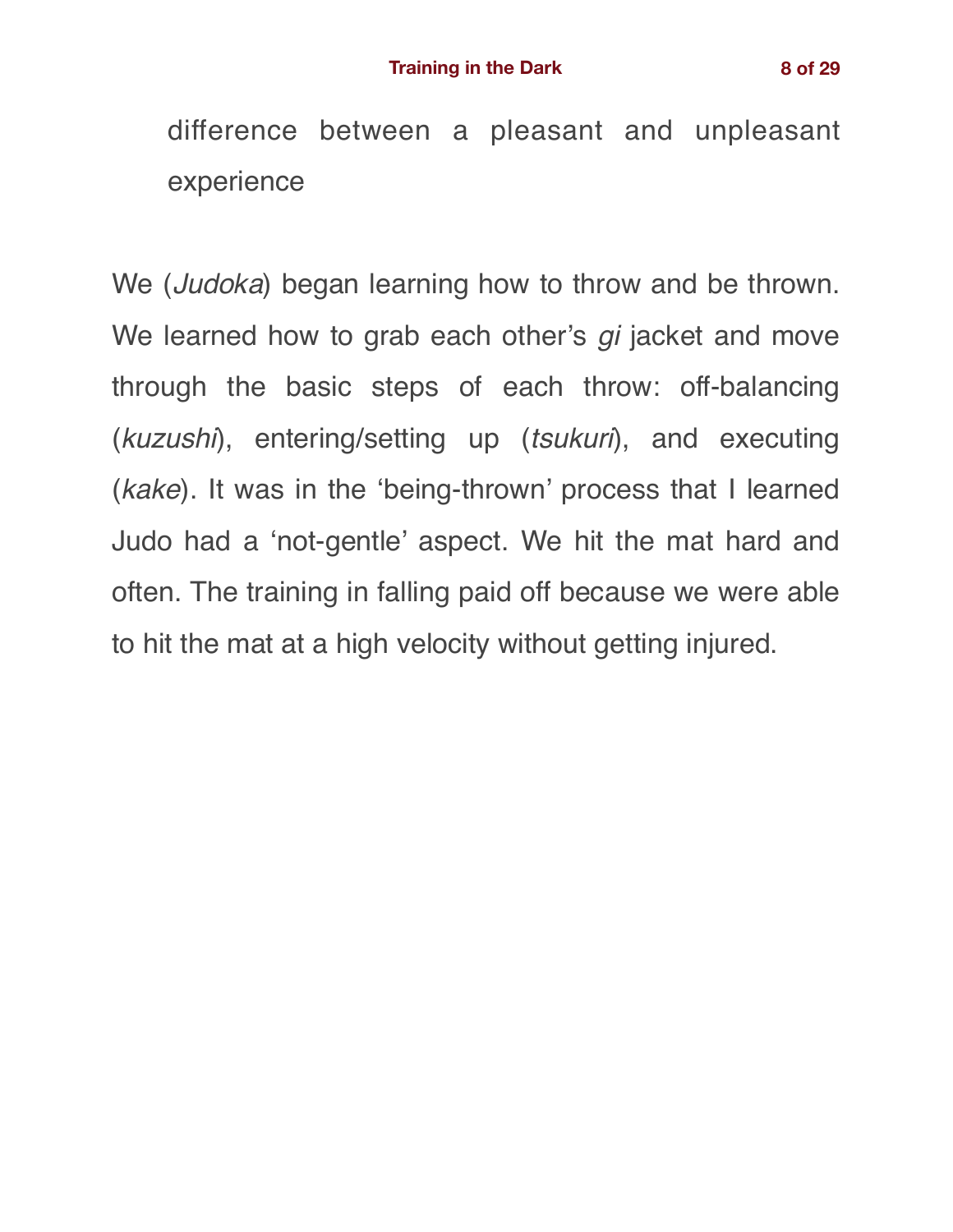difference between a pleasant and unpleasant experience

We (*Judoka*) began learning how to throw and be thrown. We learned how to grab each other's *gi* jacket and move through the basic steps of each throw: off-balancing (*kuzushi*), entering/setting up (*tsukuri*), and executing (*kake*). It was in the 'being-thrown' process that I learned Judo had a 'not-gentle' aspect. We hit the mat hard and often. The training in falling paid off because we were able to hit the mat at a high velocity without getting injured.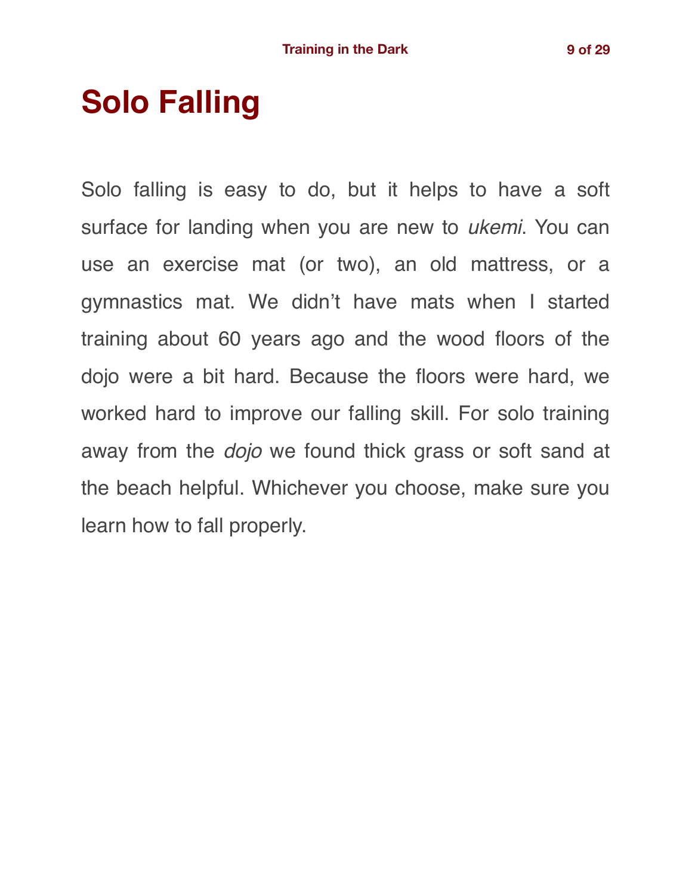# Solo Falling

Solo falling is easy to do, but it helps to have a soft surface for landing when you are new to *ukemi*. You can use an exercise mat (or two), an old mattress, or a gymnastics mat. We didn't have mats when I started training about 60 years ago and the wood floors of the dojo were a bit hard. Because the floors were hard, we worked hard to improve our falling skill. For solo training away from the *dojo* we found thick grass or soft sand at the beach helpful. Whichever you choose, make sure you learn how to fall properly.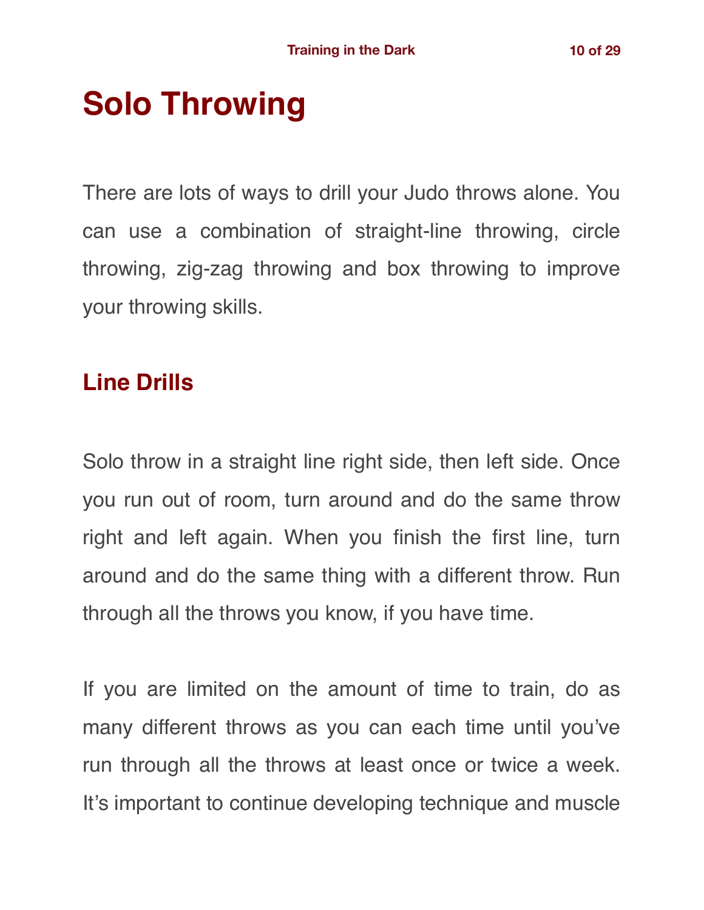# Solo Throwing

There are lots of ways to drill your Judo throws alone. You can use a combination of straight-line throwing, circle throwing, zig-zag throwing and box throwing to improve your throwing skills.

## Line Drills

Solo throw in a straight line right side, then left side. Once you run out of room, turn around and do the same throw right and left again. When you finish the first line, turn around and do the same thing with a different throw. Run through all the throws you know, if you have time.

If you are limited on the amount of time to train, do as many different throws as you can each time until you've run through all the throws at least once or twice a week. It's important to continue developing technique and muscle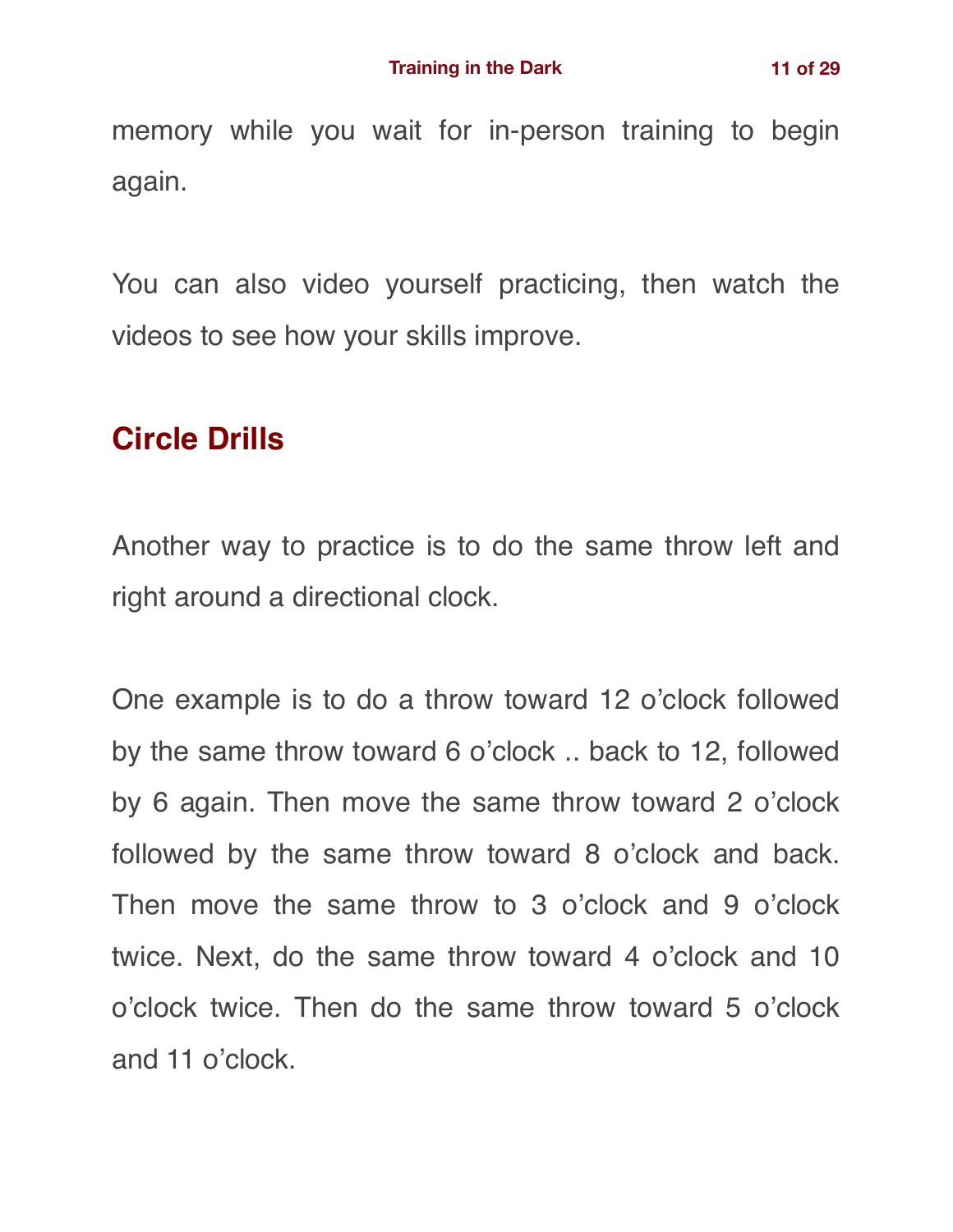memory while you wait for in-person training to begin again.

You can also video yourself practicing, then watch the videos to see how your skills improve.

## Circle Drills

Another way to practice is to do the same throw left and right around a directional clock.

One example is to do a throw toward 12 o'clock followed by the same throw toward 6 o'clock .. back to 12, followed by 6 again. Then move the same throw toward 2 o'clock followed by the same throw toward 8 o'clock and back. Then move the same throw to 3 o'clock and 9 o'clock twice. Next, do the same throw toward 4 o'clock and 10 o'clock twice. Then do the same throw toward 5 o'clock and 11 o'clock.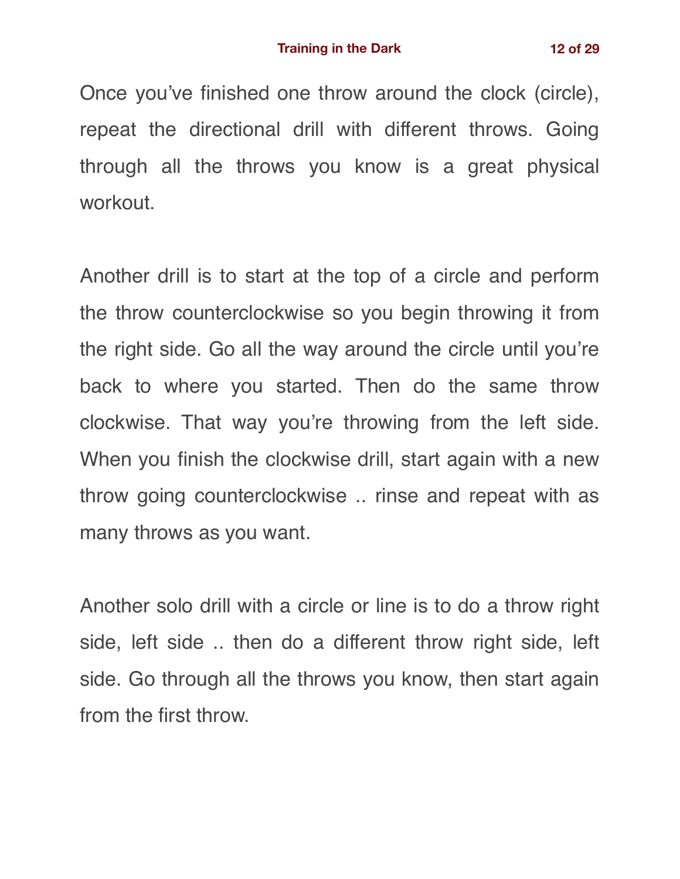Once you've finished one throw around the clock (circle), repeat the directional drill with different throws. Going through all the throws you know is a great physical workout.

Another drill is to start at the top of a circle and perform the throw counterclockwise so you begin throwing it from the right side. Go all the way around the circle until you're back to where you started. Then do the same throw clockwise. That way you're throwing from the left side. When you finish the clockwise drill, start again with a new throw going counterclockwise .. rinse and repeat with as many throws as you want.

Another solo drill with a circle or line is to do a throw right side, left side .. then do a different throw right side, left side. Go through all the throws you know, then start again from the first throw.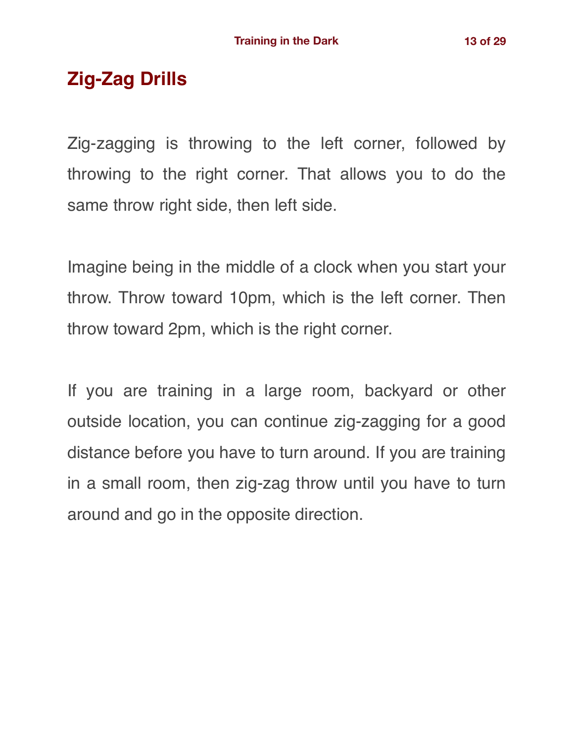## Zig-Zag Drills

Zig-zagging is throwing to the left corner, followed by throwing to the right corner. That allows you to do the same throw right side, then left side.

Imagine being in the middle of a clock when you start your throw. Throw toward 10pm, which is the left corner. Then throw toward 2pm, which is the right corner.

If you are training in a large room, backyard or other outside location, you can continue zig-zagging for a good distance before you have to turn around. If you are training in a small room, then zig-zag throw until you have to turn around and go in the opposite direction.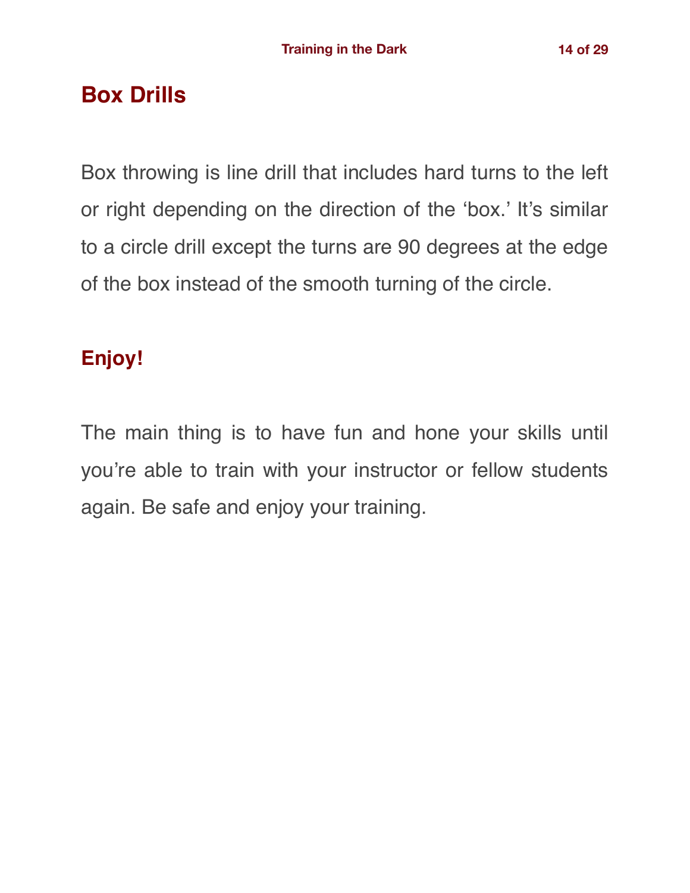## Box Drills

Box throwing is line drill that includes hard turns to the left or right depending on the direction of the 'box.' It's similar to a circle drill except the turns are 90 degrees at the edge of the box instead of the smooth turning of the circle.

## Enjoy!

The main thing is to have fun and hone your skills until you're able to train with your instructor or fellow students again. Be safe and enjoy your training.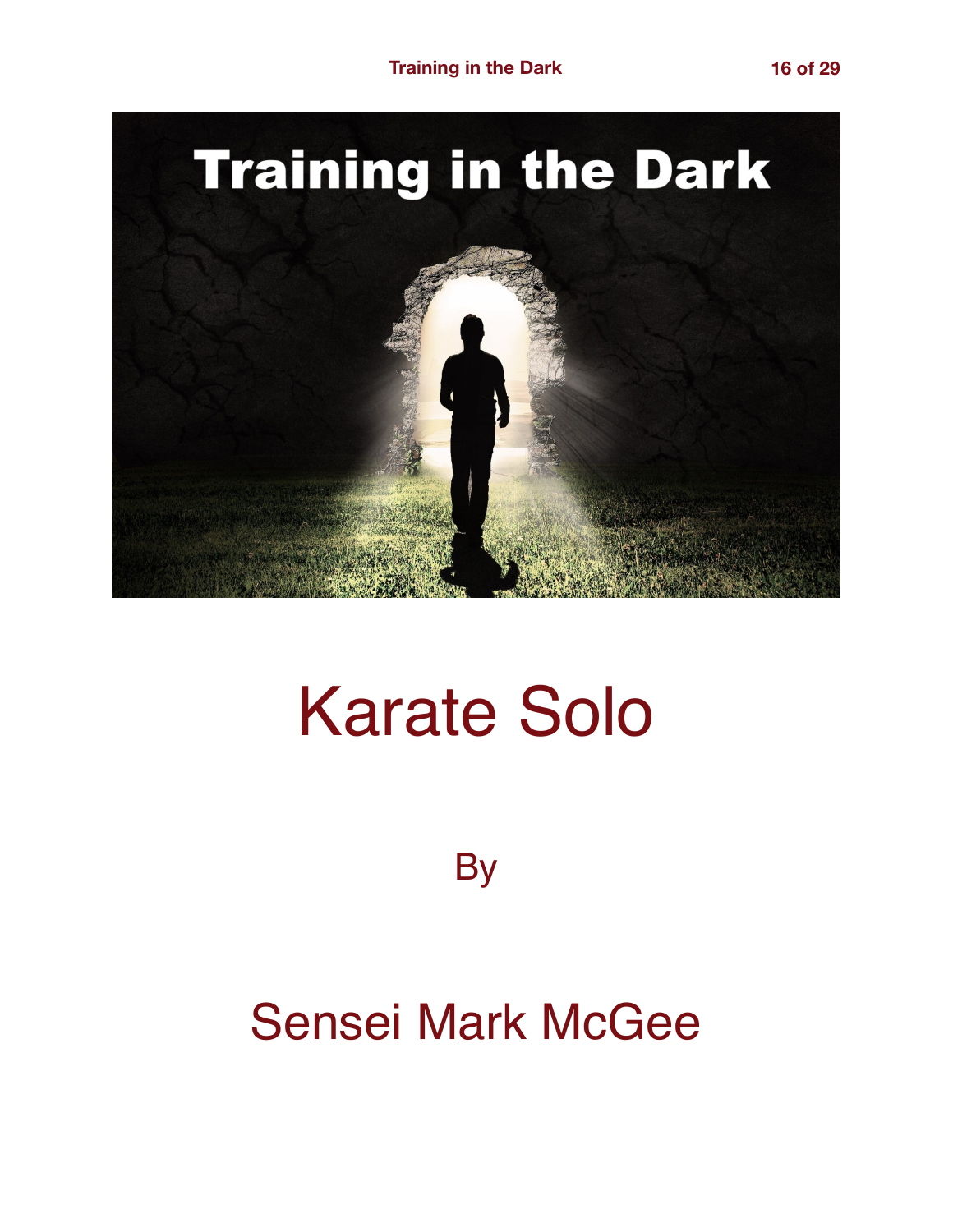# Training in the Dark

# Karate Solo

By

Sensei Mark McGee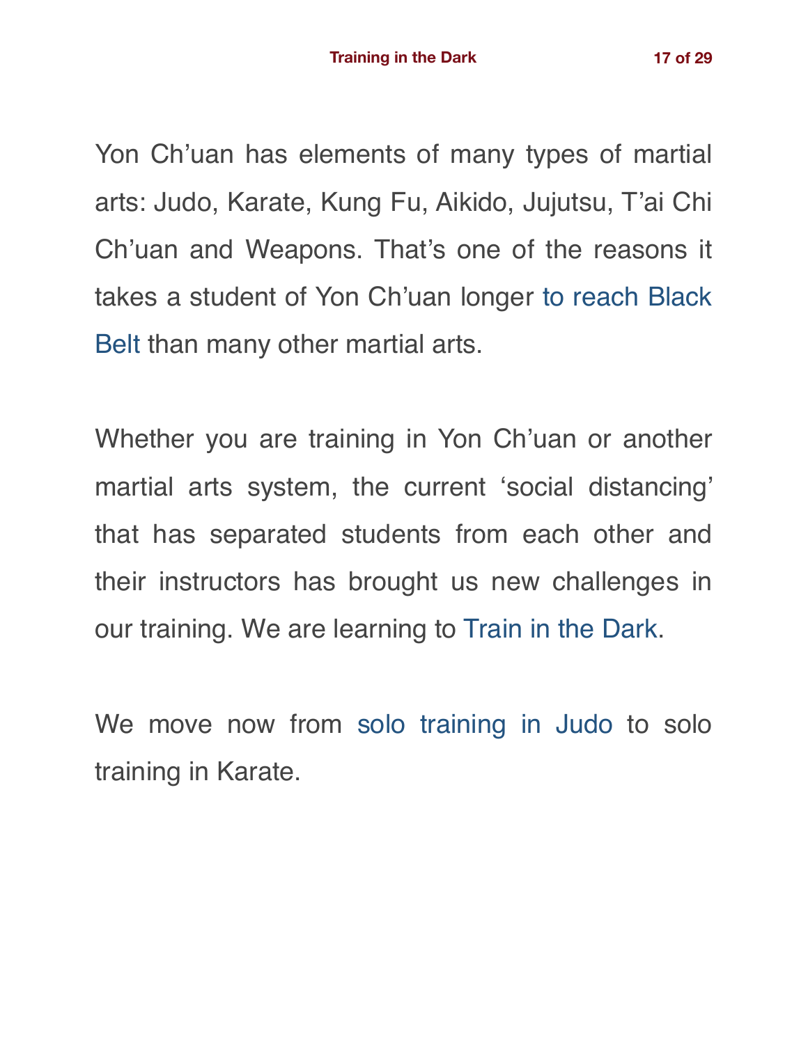Yon Ch'uan has elements of many types of martial arts: Judo, Karate, Kung Fu, Aikido, Jujutsu, T'ai Chi Ch'uan and Weapons. That's one of the reasons it takes a student of Yon Ch'uan longer to reach Black Belt than many other martial arts.

Whether you are training in Yon Ch'uan or another martial arts system, the current 'social distancing' that has separated students from each other and their instructors has brought us new challenges in our training. We are learning to Train in the Dark.

We move now from solo training in Judo to solo training in Karate.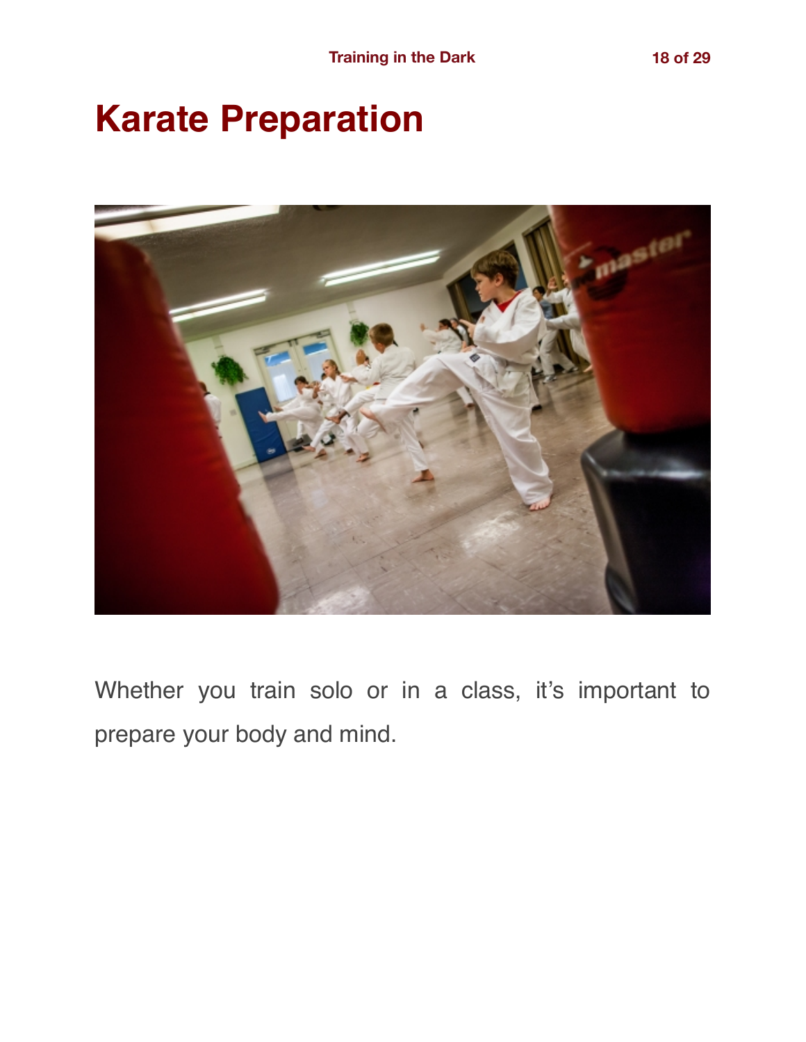# Karate Preparation

Whether you train solo or in a class, it's important to prepare your body and mind.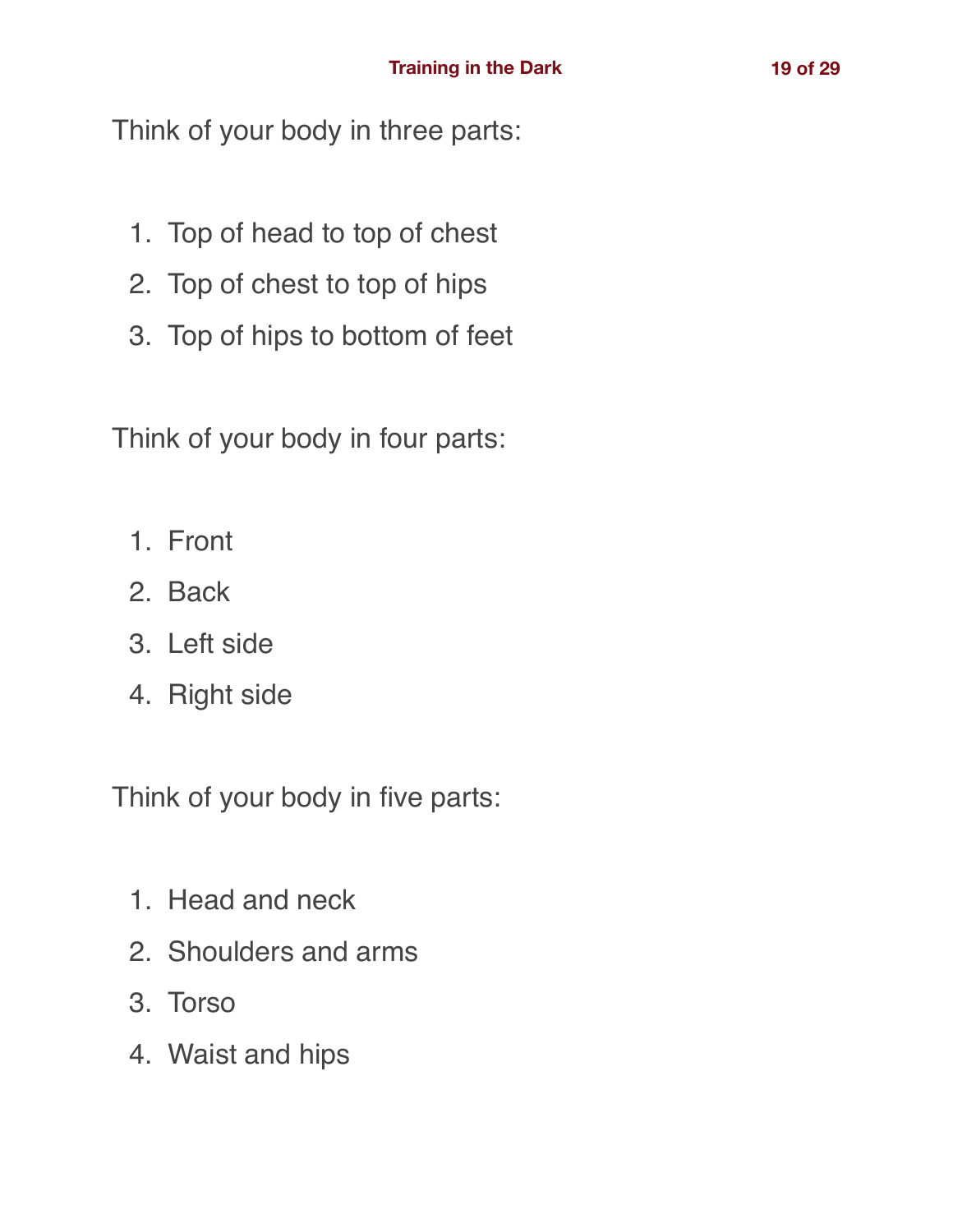Think of your body in three parts:

1. Top of head to top of chest
2. Top of chest to top of hips
3. Top of hips to bottom of feet

Think of your body in four parts:

1. Front
2. Back
3. Left side
4. Right side

Think of your body in five parts:

1. Head and neck
2. Shoulders and arms
3. Torso
4. Waist and hips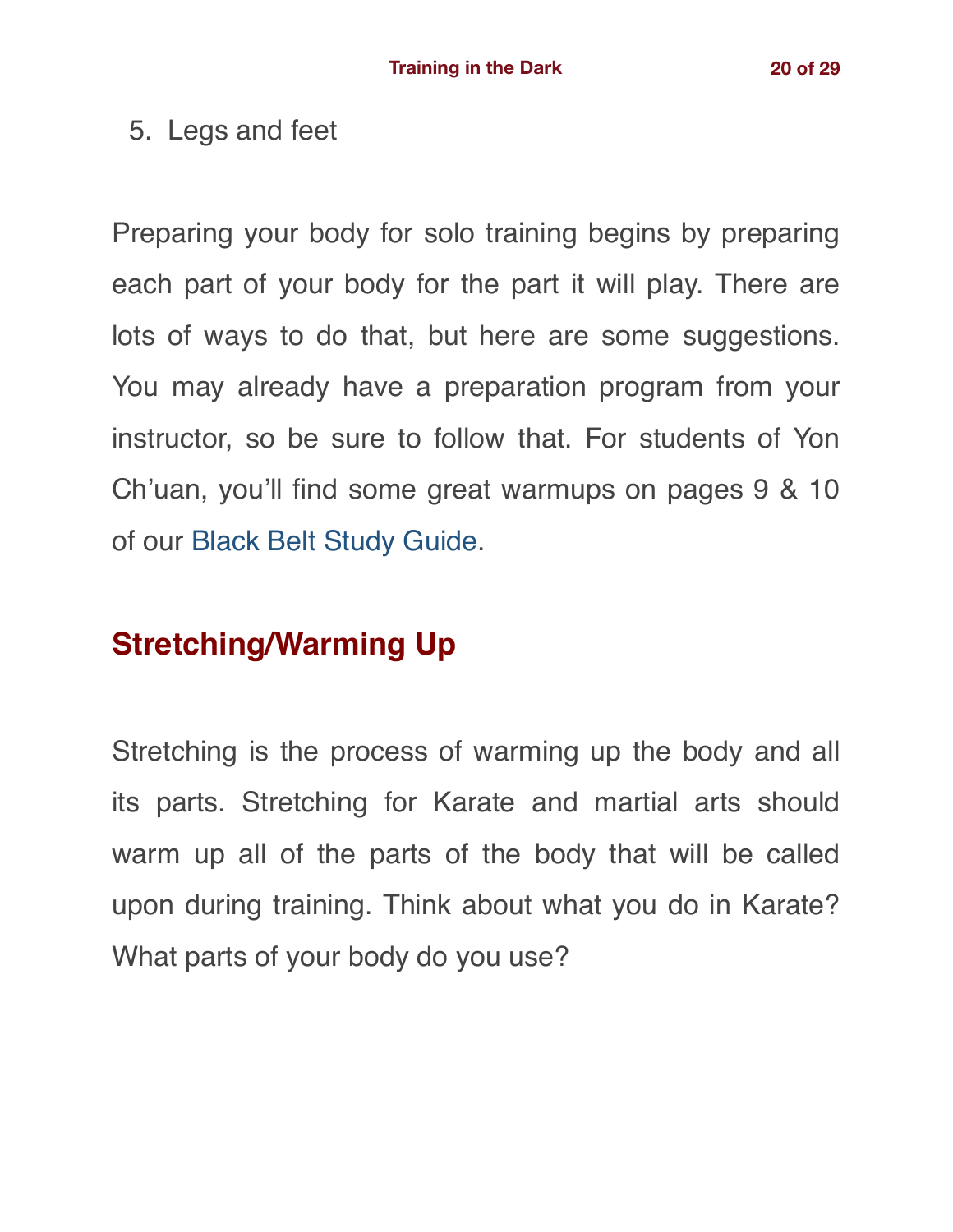5. Legs and feet

Preparing your body for solo training begins by preparing each part of your body for the part it will play. There are lots of ways to do that, but here are some suggestions. You may already have a preparation program from your instructor, so be sure to follow that. For students of Yon Ch'uan, you'll find some great warmups on pages 9 & 10 of our Black Belt Study Guide.

## Stretching/Warming Up

Stretching is the process of warming up the body and all its parts. Stretching for Karate and martial arts should warm up all of the parts of the body that will be called upon during training. Think about what you do in Karate? What parts of your body do you use?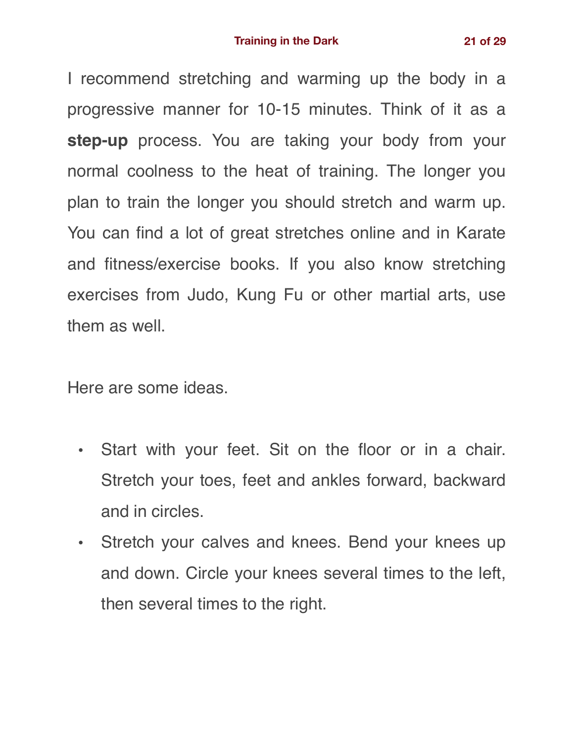I recommend stretching and warming up the body in a progressive manner for 10-15 minutes. Think of it as a **step-up** process. You are taking your body from your normal coolness to the heat of training. The longer you plan to train the longer you should stretch and warm up. You can find a lot of great stretches online and in Karate and fitness/exercise books. If you also know stretching exercises from Judo, Kung Fu or other martial arts, use them as well.

Here are some ideas.

- Start with your feet. Sit on the floor or in a chair. Stretch your toes, feet and ankles forward, backward and in circles.
- Stretch your calves and knees. Bend your knees up and down. Circle your knees several times to the left, then several times to the right.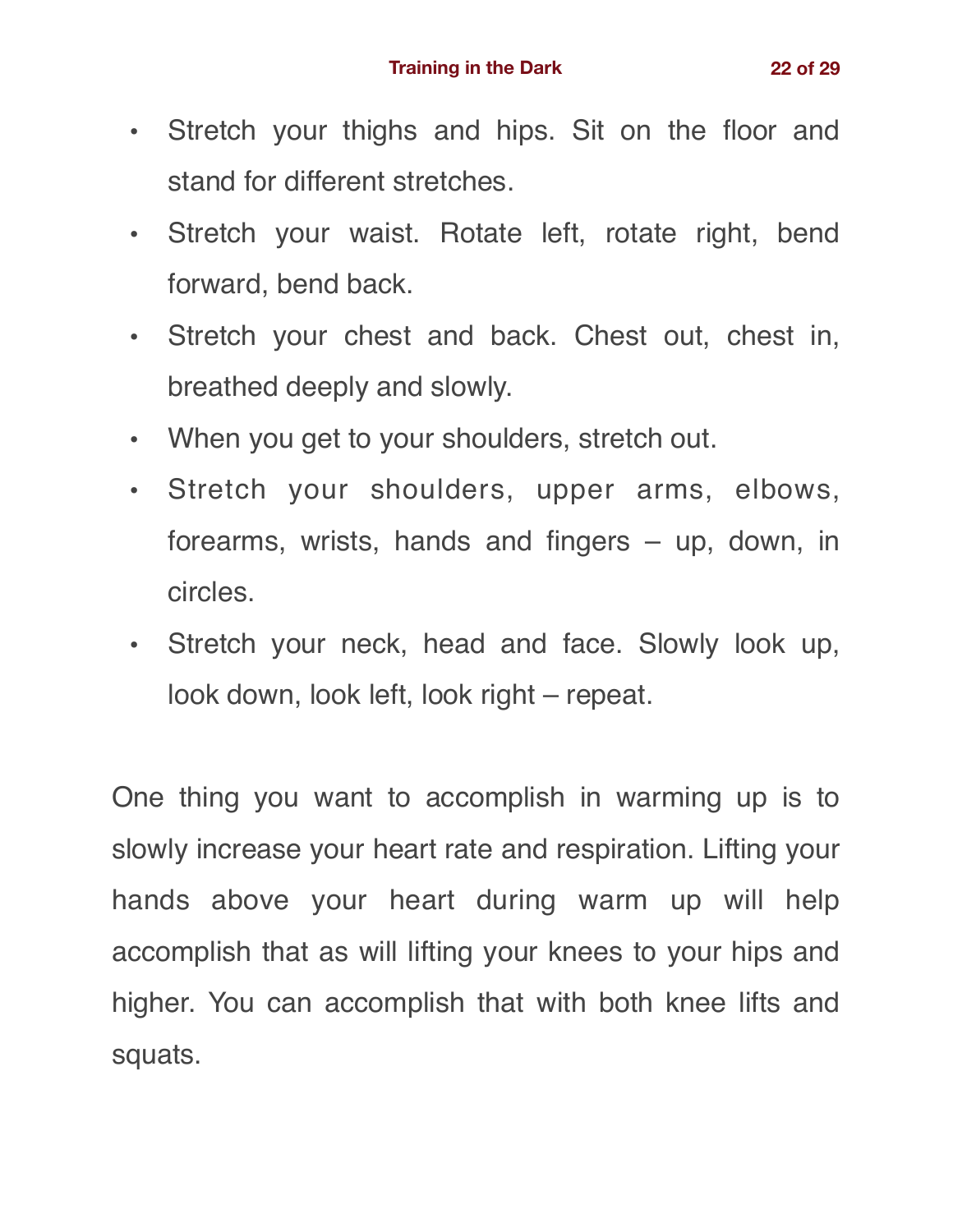- Stretch your thighs and hips. Sit on the floor and stand for different stretches.
- Stretch your waist. Rotate left, rotate right, bend forward, bend back.
- Stretch your chest and back. Chest out, chest in, breathed deeply and slowly.
- When you get to your shoulders, stretch out.
- Stretch your shoulders, upper arms, elbows, forearms, wrists, hands and fingers – up, down, in circles.
- Stretch your neck, head and face. Slowly look up, look down, look left, look right – repeat.

One thing you want to accomplish in warming up is to slowly increase your heart rate and respiration. Lifting your hands above your heart during warm up will help accomplish that as will lifting your knees to your hips and higher. You can accomplish that with both knee lifts and squats.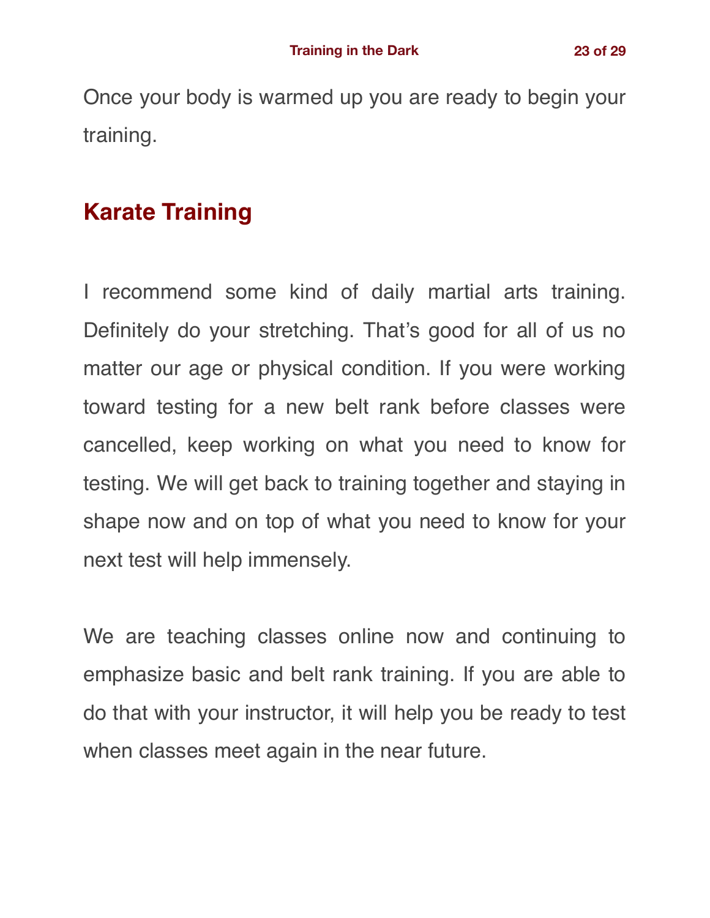Once your body is warmed up you are ready to begin your training.

## Karate Training

I recommend some kind of daily martial arts training. Definitely do your stretching. That's good for all of us no matter our age or physical condition. If you were working toward testing for a new belt rank before classes were cancelled, keep working on what you need to know for testing. We will get back to training together and staying in shape now and on top of what you need to know for your next test will help immensely.

We are teaching classes online now and continuing to emphasize basic and belt rank training. If you are able to do that with your instructor, it will help you be ready to test when classes meet again in the near future.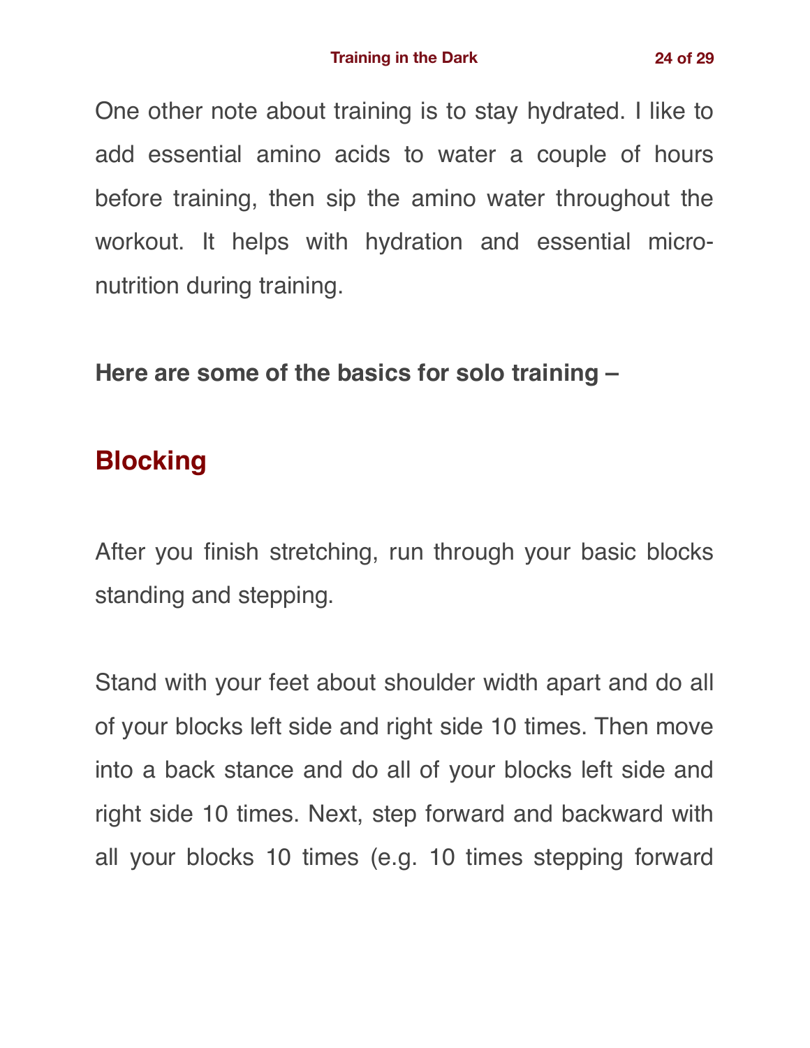One other note about training is to stay hydrated. I like to add essential amino acids to water a couple of hours before training, then sip the amino water throughout the workout. It helps with hydration and essential micro-nutrition during training.

**Here are some of the basics for solo training –**

## Blocking

After you finish stretching, run through your basic blocks standing and stepping.

Stand with your feet about shoulder width apart and do all of your blocks left side and right side 10 times. Then move into a back stance and do all of your blocks left side and right side 10 times. Next, step forward and backward with all your blocks 10 times (e.g. 10 times stepping forward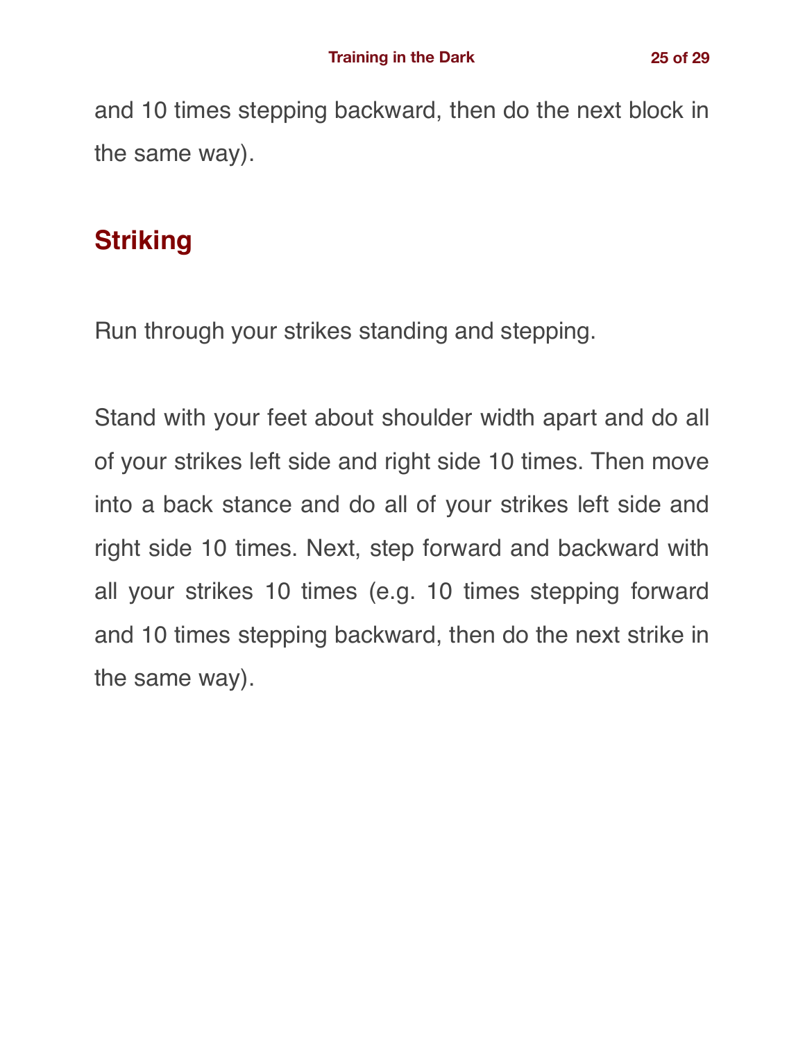and 10 times stepping backward, then do the next block in the same way).

## Striking

Run through your strikes standing and stepping.

Stand with your feet about shoulder width apart and do all of your strikes left side and right side 10 times. Then move into a back stance and do all of your strikes left side and right side 10 times. Next, step forward and backward with all your strikes 10 times (e.g. 10 times stepping forward and 10 times stepping backward, then do the next strike in the same way).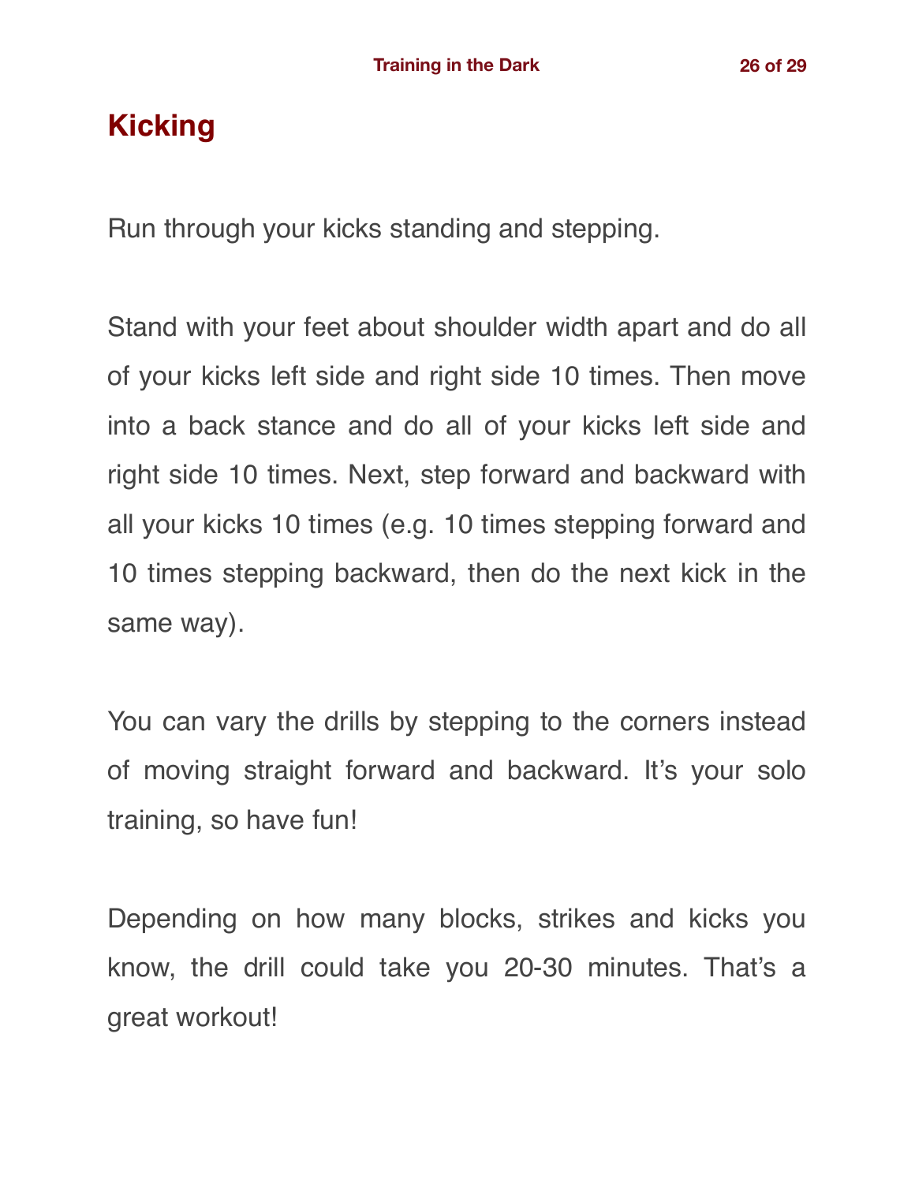## Kicking

Run through your kicks standing and stepping.

Stand with your feet about shoulder width apart and do all of your kicks left side and right side 10 times. Then move into a back stance and do all of your kicks left side and right side 10 times. Next, step forward and backward with all your kicks 10 times (e.g. 10 times stepping forward and 10 times stepping backward, then do the next kick in the same way).

You can vary the drills by stepping to the corners instead of moving straight forward and backward. It's your solo training, so have fun!

Depending on how many blocks, strikes and kicks you know, the drill could take you 20-30 minutes. That's a great workout!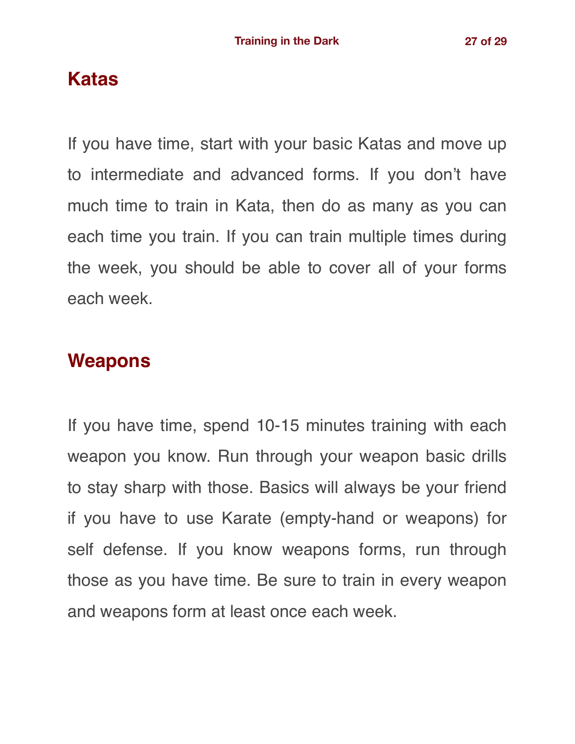## Katas

If you have time, start with your basic Katas and move up to intermediate and advanced forms. If you don't have much time to train in Kata, then do as many as you can each time you train. If you can train multiple times during the week, you should be able to cover all of your forms each week.

## Weapons

If you have time, spend 10-15 minutes training with each weapon you know. Run through your weapon basic drills to stay sharp with those. Basics will always be your friend if you have to use Karate (empty-hand or weapons) for self defense. If you know weapons forms, run through those as you have time. Be sure to train in every weapon and weapons form at least once each week.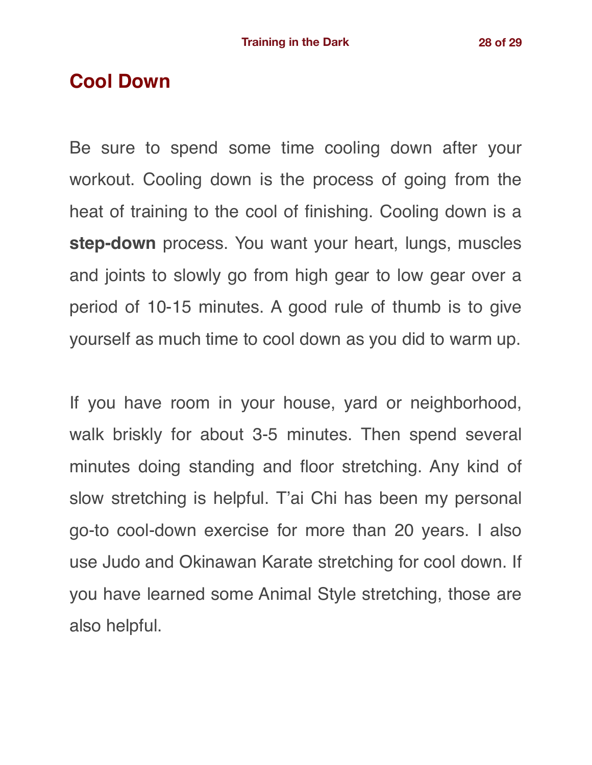## Cool Down

Be sure to spend some time cooling down after your workout. Cooling down is the process of going from the heat of training to the cool of finishing. Cooling down is a **step-down** process. You want your heart, lungs, muscles and joints to slowly go from high gear to low gear over a period of 10-15 minutes. A good rule of thumb is to give yourself as much time to cool down as you did to warm up.

If you have room in your house, yard or neighborhood, walk briskly for about 3-5 minutes. Then spend several minutes doing standing and floor stretching. Any kind of slow stretching is helpful. T'ai Chi has been my personal go-to cool-down exercise for more than 20 years. I also use Judo and Okinawan Karate stretching for cool down. If you have learned some Animal Style stretching, those are also helpful.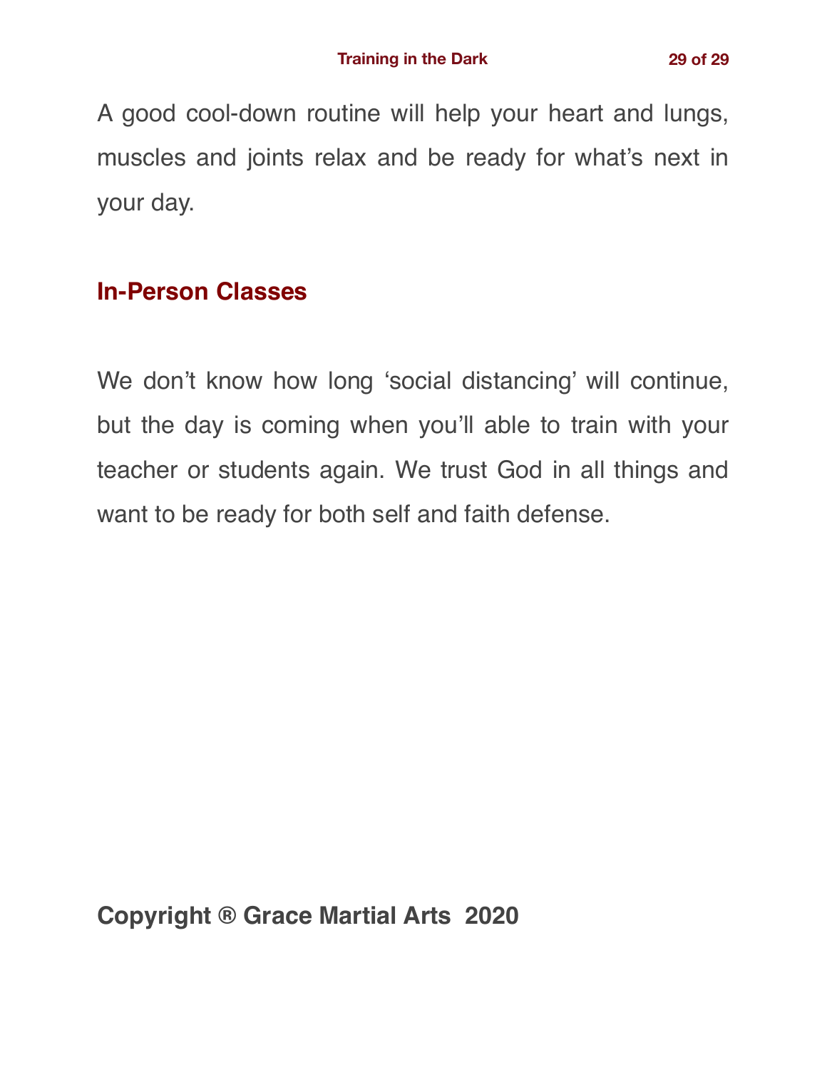A good cool-down routine will help your heart and lungs, muscles and joints relax and be ready for what's next in your day.

## In-Person Classes

We don't know how long 'social distancing' will continue, but the day is coming when you'll able to train with your teacher or students again. We trust God in all things and want to be ready for both self and faith defense.

**Copyright ® Grace Martial Arts 2020**